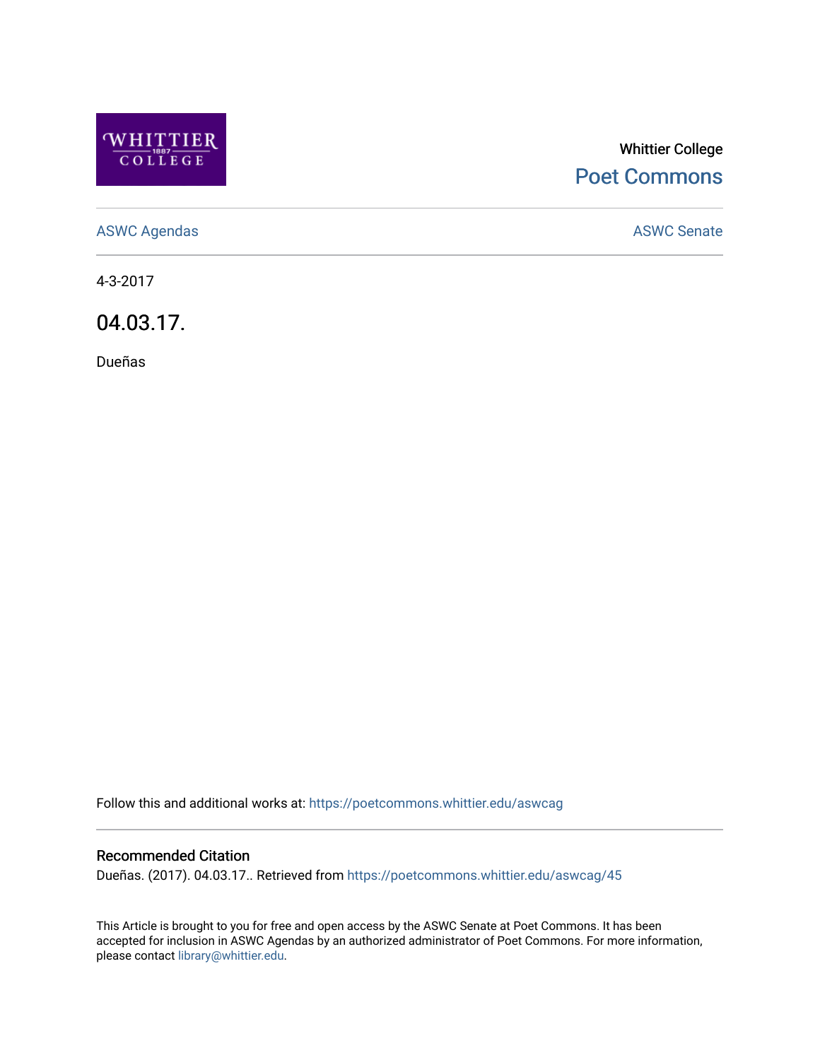Whittier College

Poet Commons

ASWC Agendas

ASWC Senate

4-3-2017

# 04.03.17.

Dueñas

Follow this and additional works at: https://poetcommons.whittier.edu/aswcag

## Recommended Citation

Dueñas. (2017). 04.03.17.. Retrieved from https://poetcommons.whittier.edu/aswcag/45

This Article is brought to you for free and open access by the ASWC Senate at Poet Commons. It has been accepted for inclusion in ASWC Agendas by an authorized administrator of Poet Commons. For more information, please contact library@whittier.edu.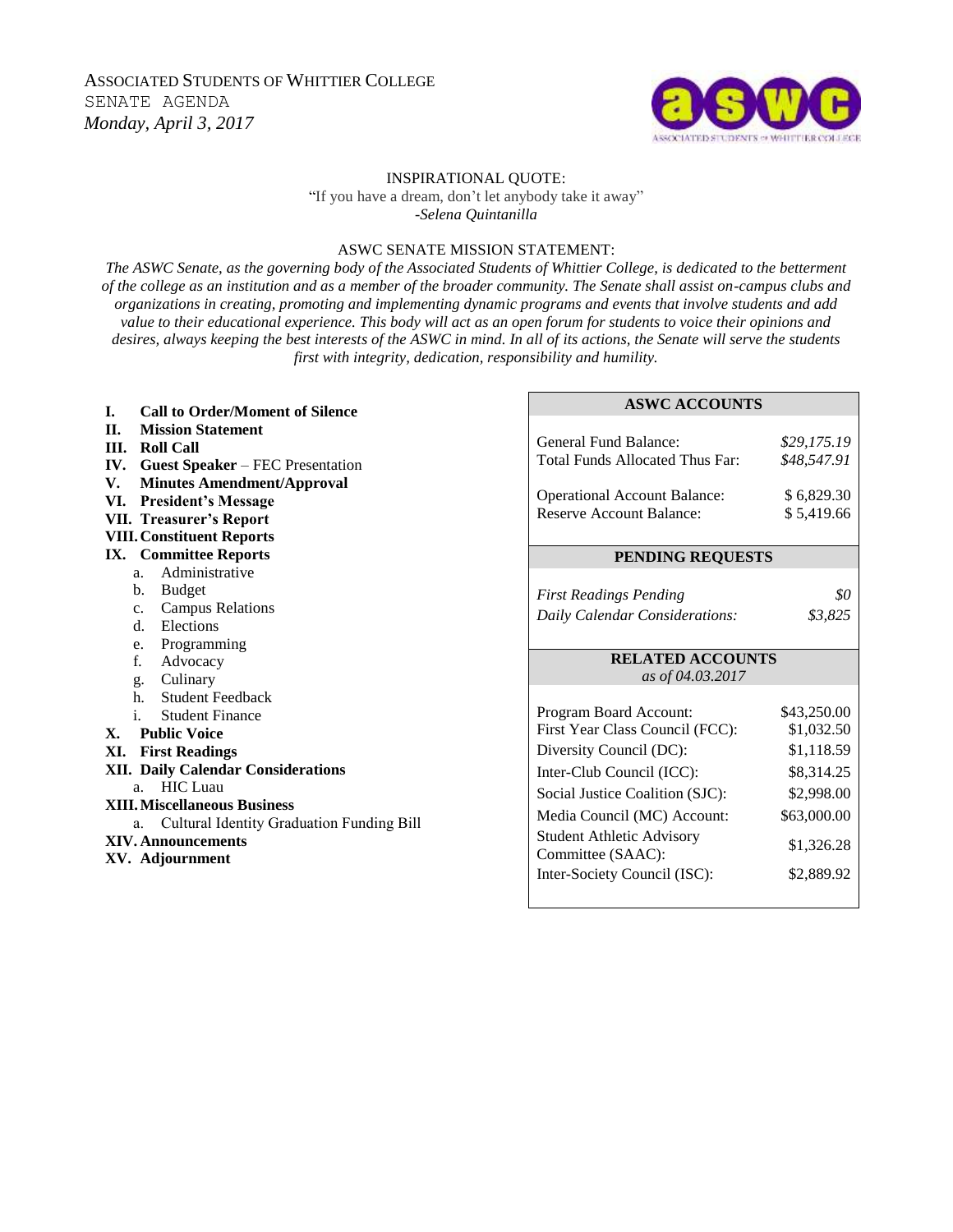ASSOCIATED STUDENTS OF WHITTIER COLLEGE
SENATE AGENDA
*Monday, April 3, 2017*

INSPIRATIONAL QUOTE:
"If you have a dream, don't let anybody take it away"
-*Selena Quintanilla*

ASWC SENATE MISSION STATEMENT:
*The ASWC Senate, as the governing body of the Associated Students of Whittier College, is dedicated to the betterment of the college as an institution and as a member of the broader community. The Senate shall assist on-campus clubs and organizations in creating, promoting and implementing dynamic programs and events that involve students and add value to their educational experience. This body will act as an open forum for students to voice their opinions and desires, always keeping the best interests of the ASWC in mind. In all of its actions, the Senate will serve the students first with integrity, dedication, responsibility and humility.*

- **I. Call to Order/Moment of Silence**
- **II. Mission Statement**
- **III. Roll Call**
- **IV. Guest Speaker** – FEC Presentation
- **V. Minutes Amendment/Approval**
- **VI. President's Message**
- **VII. Treasurer's Report**
- **VIII. Constituent Reports**
- **IX. Committee Reports**
  - a. Administrative
  - b. Budget
  - c. Campus Relations
  - d. Elections
  - e. Programming
  - f. Advocacy
  - g. Culinary
  - h. Student Feedback
  - i. Student Finance
- **X. Public Voice**
- **XI. First Readings**
- **XII. Daily Calendar Considerations**
  - a. HIC Luau
- **XIII. Miscellaneous Business**
  - a. Cultural Identity Graduation Funding Bill
- **XIV. Announcements**
- **XV. Adjournment**

| **ASWC ACCOUNTS** | |
|---|---|
| General Fund Balance: | *$29,175.19* |
| Total Funds Allocated Thus Far: | *$48,547.91* |
| Operational Account Balance: | $ 6,829.30 |
| Reserve Account Balance: | $ 5,419.66 |
| **PENDING REQUESTS** | |
| *First Readings Pending* | *$0* |
| *Daily Calendar Considerations:* | *$3,825* |
| **RELATED ACCOUNTS** *as of 04.03.2017* | |
| Program Board Account: | $43,250.00 |
| First Year Class Council (FCC): | $1,032.50 |
| Diversity Council (DC): | $1,118.59 |
| Inter-Club Council (ICC): | $8,314.25 |
| Social Justice Coalition (SJC): | $2,998.00 |
| Media Council (MC) Account: | $63,000.00 |
| Student Athletic Advisory Committee (SAAC): | $1,326.28 |
| Inter-Society Council (ISC): | $2,889.92 |